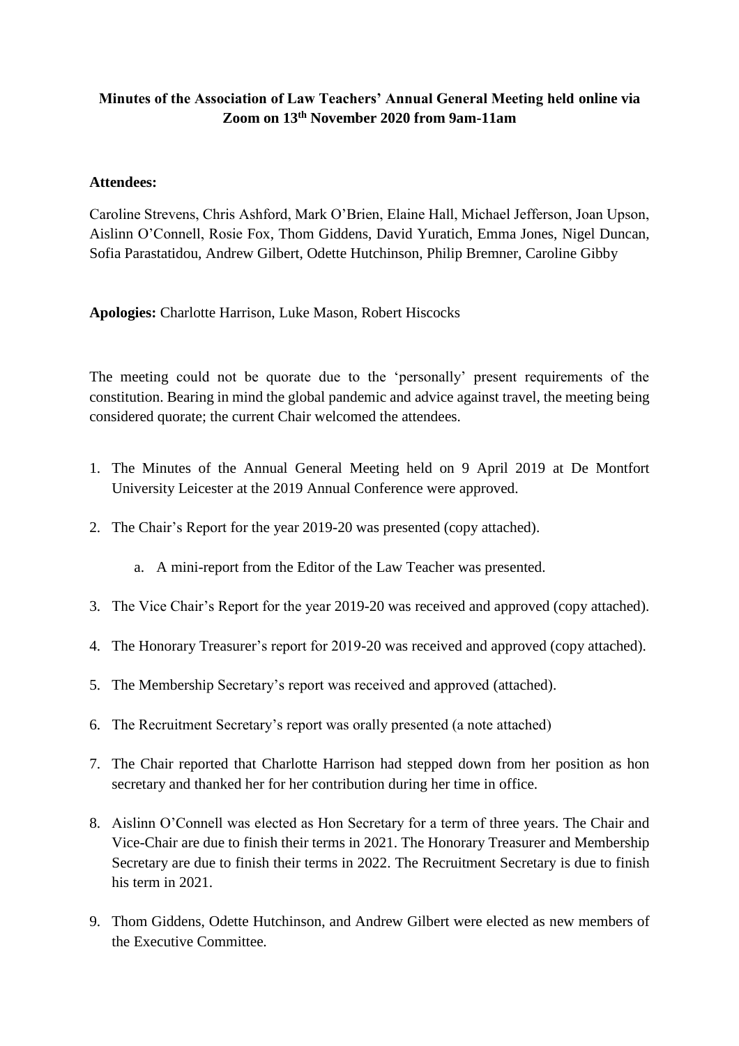**Minutes of the Association of Law Teachers' Annual General Meeting held online via Zoom on 13th November 2020 from 9am-11am**

**Attendees:**

Caroline Strevens, Chris Ashford, Mark O'Brien, Elaine Hall, Michael Jefferson, Joan Upson, Aislinn O'Connell, Rosie Fox, Thom Giddens, David Yuratich, Emma Jones, Nigel Duncan, Sofia Parastatidou, Andrew Gilbert, Odette Hutchinson, Philip Bremner, Caroline Gibby

**Apologies:** Charlotte Harrison, Luke Mason, Robert Hiscocks

The meeting could not be quorate due to the 'personally' present requirements of the constitution. Bearing in mind the global pandemic and advice against travel, the meeting being considered quorate; the current Chair welcomed the attendees.

1. The Minutes of the Annual General Meeting held on 9 April 2019 at De Montfort University Leicester at the 2019 Annual Conference were approved.
2. The Chair's Report for the year 2019-20 was presented (copy attached).
   a. A mini-report from the Editor of the Law Teacher was presented.
3. The Vice Chair's Report for the year 2019-20 was received and approved (copy attached).
4. The Honorary Treasurer's report for 2019-20 was received and approved (copy attached).
5. The Membership Secretary's report was received and approved (attached).
6. The Recruitment Secretary's report was orally presented (a note attached)
7. The Chair reported that Charlotte Harrison had stepped down from her position as hon secretary and thanked her for her contribution during her time in office.
8. Aislinn O'Connell was elected as Hon Secretary for a term of three years. The Chair and Vice-Chair are due to finish their terms in 2021. The Honorary Treasurer and Membership Secretary are due to finish their terms in 2022. The Recruitment Secretary is due to finish his term in 2021.
9. Thom Giddens, Odette Hutchinson, and Andrew Gilbert were elected as new members of the Executive Committee.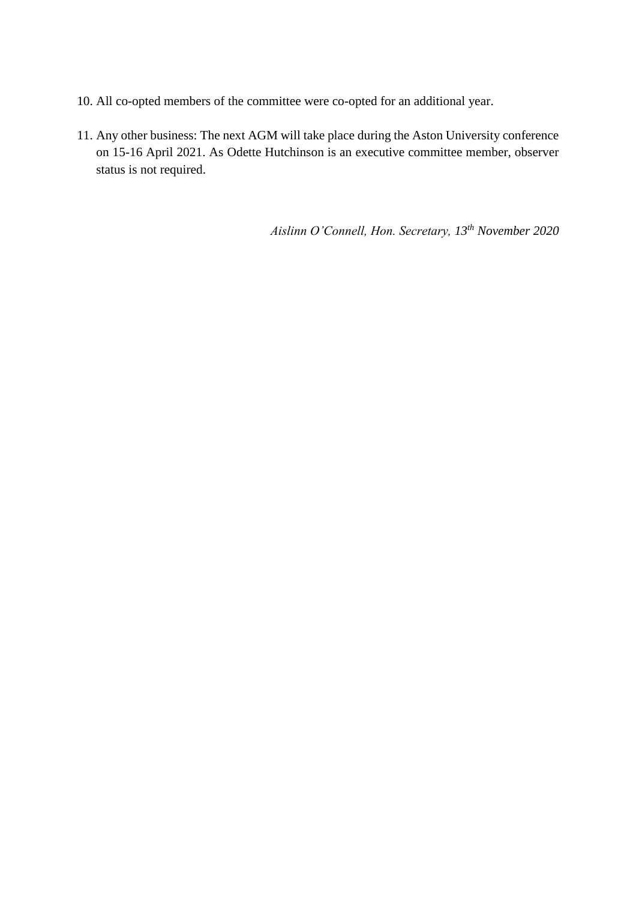10. All co-opted members of the committee were co-opted for an additional year.

11. Any other business: The next AGM will take place during the Aston University conference on 15-16 April 2021. As Odette Hutchinson is an executive committee member, observer status is not required.

*Aislinn O'Connell, Hon. Secretary, 13th November 2020*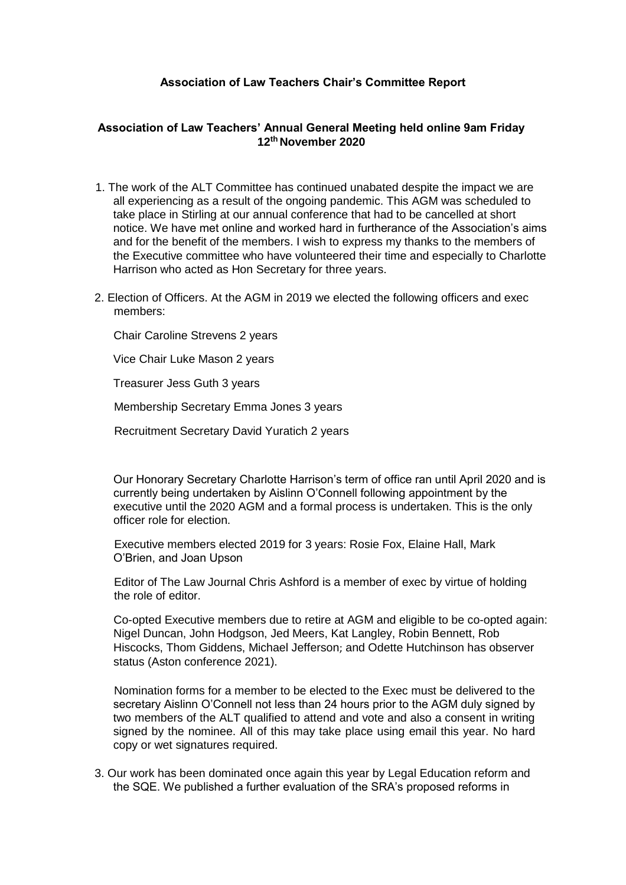**Association of Law Teachers Chair's Committee Report**

**Association of Law Teachers' Annual General Meeting held online 9am Friday 12th November 2020**

1. The work of the ALT Committee has continued unabated despite the impact we are all experiencing as a result of the ongoing pandemic. This AGM was scheduled to take place in Stirling at our annual conference that had to be cancelled at short notice. We have met online and worked hard in furtherance of the Association's aims and for the benefit of the members. I wish to express my thanks to the members of the Executive committee who have volunteered their time and especially to Charlotte Harrison who acted as Hon Secretary for three years.

2. Election of Officers. At the AGM in 2019 we elected the following officers and exec members:

   Chair Caroline Strevens 2 years

   Vice Chair Luke Mason 2 years

   Treasurer Jess Guth 3 years

   Membership Secretary Emma Jones 3 years

   Recruitment Secretary David Yuratich 2 years

   Our Honorary Secretary Charlotte Harrison's term of office ran until April 2020 and is currently being undertaken by Aislinn O'Connell following appointment by the executive until the 2020 AGM and a formal process is undertaken. This is the only officer role for election.

   Executive members elected 2019 for 3 years: Rosie Fox, Elaine Hall, Mark O'Brien, and Joan Upson

   Editor of The Law Journal Chris Ashford is a member of exec by virtue of holding the role of editor.

   Co-opted Executive members due to retire at AGM and eligible to be co-opted again: Nigel Duncan, John Hodgson, Jed Meers, Kat Langley, Robin Bennett, Rob Hiscocks, Thom Giddens, Michael Jefferson; and Odette Hutchinson has observer status (Aston conference 2021).

   Nomination forms for a member to be elected to the Exec must be delivered to the secretary Aislinn O'Connell not less than 24 hours prior to the AGM duly signed by two members of the ALT qualified to attend and vote and also a consent in writing signed by the nominee. All of this may take place using email this year. No hard copy or wet signatures required.

3. Our work has been dominated once again this year by Legal Education reform and the SQE. We published a further evaluation of the SRA's proposed reforms in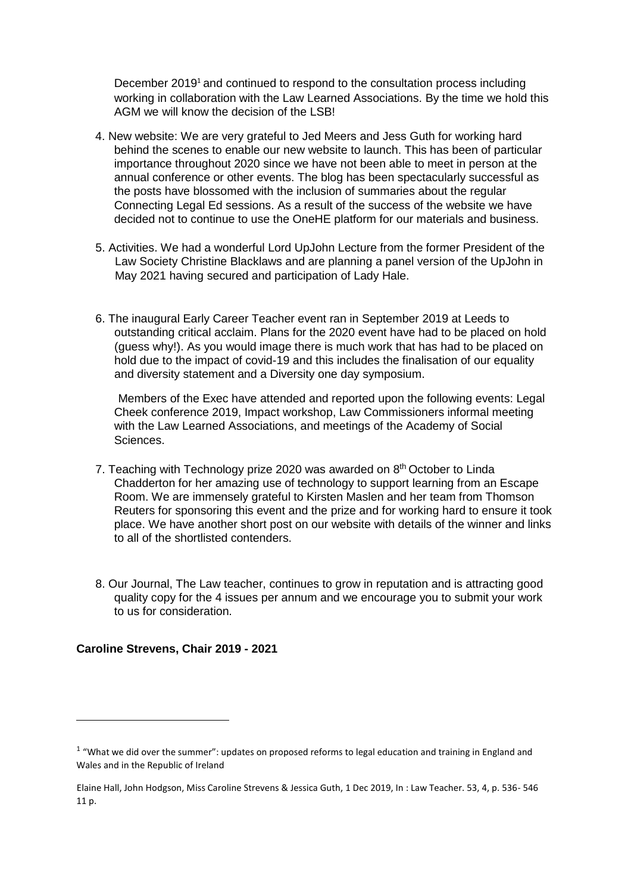December 2019[1] and continued to respond to the consultation process including working in collaboration with the Law Learned Associations. By the time we hold this AGM we will know the decision of the LSB!

4. New website: We are very grateful to Jed Meers and Jess Guth for working hard behind the scenes to enable our new website to launch. This has been of particular importance throughout 2020 since we have not been able to meet in person at the annual conference or other events. The blog has been spectacularly successful as the posts have blossomed with the inclusion of summaries about the regular Connecting Legal Ed sessions. As a result of the success of the website we have decided not to continue to use the OneHE platform for our materials and business.

5. Activities. We had a wonderful Lord UpJohn Lecture from the former President of the Law Society Christine Blacklaws and are planning a panel version of the UpJohn in May 2021 having secured and participation of Lady Hale.

6. The inaugural Early Career Teacher event ran in September 2019 at Leeds to outstanding critical acclaim. Plans for the 2020 event have had to be placed on hold (guess why!). As you would image there is much work that has had to be placed on hold due to the impact of covid-19 and this includes the finalisation of our equality and diversity statement and a Diversity one day symposium.

   Members of the Exec have attended and reported upon the following events: Legal Cheek conference 2019, Impact workshop, Law Commissioners informal meeting with the Law Learned Associations, and meetings of the Academy of Social Sciences.

7. Teaching with Technology prize 2020 was awarded on 8th October to Linda Chadderton for her amazing use of technology to support learning from an Escape Room. We are immensely grateful to Kirsten Maslen and her team from Thomson Reuters for sponsoring this event and the prize and for working hard to ensure it took place. We have another short post on our website with details of the winner and links to all of the shortlisted contenders.

8. Our Journal, The Law teacher, continues to grow in reputation and is attracting good quality copy for the 4 issues per annum and we encourage you to submit your work to us for consideration.

**Caroline Strevens, Chair 2019 - 2021**

---

[1] "What we did over the summer": updates on proposed reforms to legal education and training in England and Wales and in the Republic of Ireland

Elaine Hall, John Hodgson, Miss Caroline Strevens & Jessica Guth, 1 Dec 2019, In : Law Teacher. 53, 4, p. 536- 546 11 p.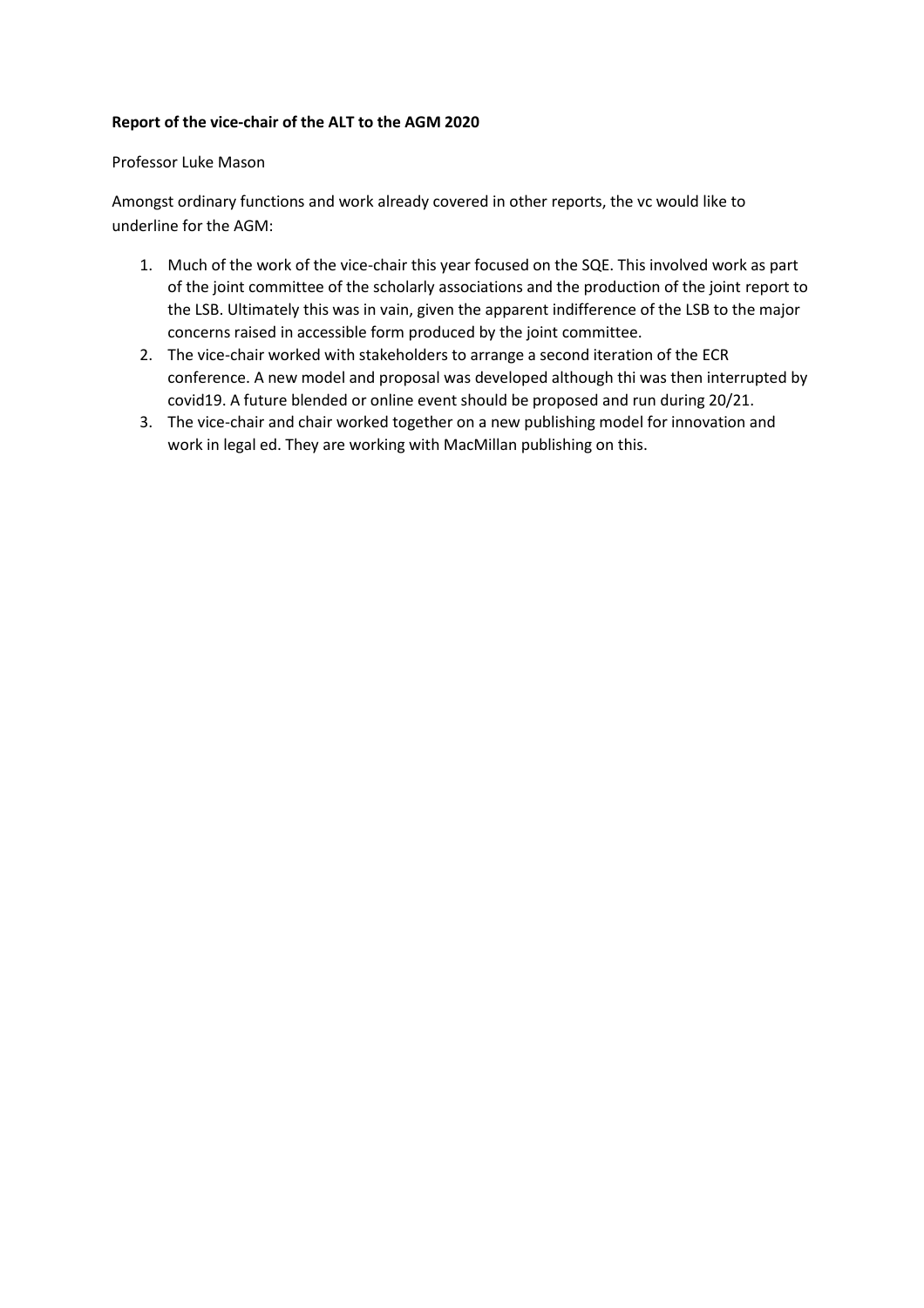**Report of the vice-chair of the ALT to the AGM 2020**

Professor Luke Mason

Amongst ordinary functions and work already covered in other reports, the vc would like to underline for the AGM:

1. Much of the work of the vice-chair this year focused on the SQE. This involved work as part of the joint committee of the scholarly associations and the production of the joint report to the LSB. Ultimately this was in vain, given the apparent indifference of the LSB to the major concerns raised in accessible form produced by the joint committee.
2. The vice-chair worked with stakeholders to arrange a second iteration of the ECR conference. A new model and proposal was developed although thi was then interrupted by covid19. A future blended or online event should be proposed and run during 20/21.
3. The vice-chair and chair worked together on a new publishing model for innovation and work in legal ed. They are working with MacMillan publishing on this.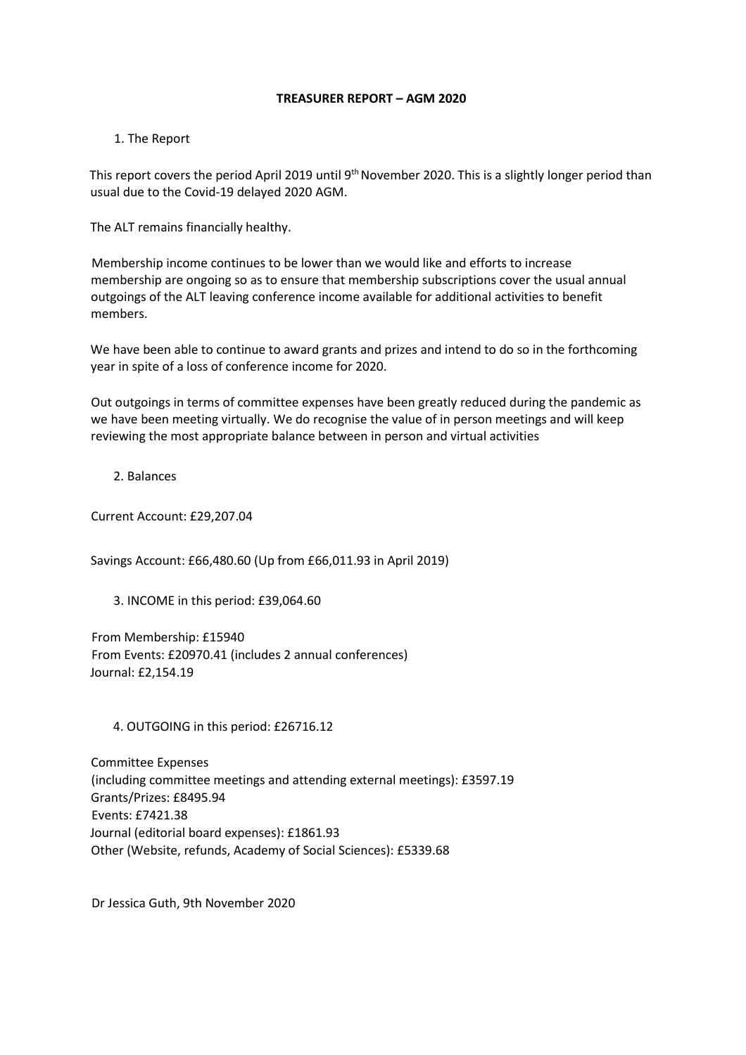# TREASURER REPORT – AGM 2020

## 1. The Report

This report covers the period April 2019 until 9th November 2020. This is a slightly longer period than usual due to the Covid-19 delayed 2020 AGM.

The ALT remains financially healthy.

Membership income continues to be lower than we would like and efforts to increase membership are ongoing so as to ensure that membership subscriptions cover the usual annual outgoings of the ALT leaving conference income available for additional activities to benefit members.

We have been able to continue to award grants and prizes and intend to do so in the forthcoming year in spite of a loss of conference income for 2020.

Out outgoings in terms of committee expenses have been greatly reduced during the pandemic as we have been meeting virtually. We do recognise the value of in person meetings and will keep reviewing the most appropriate balance between in person and virtual activities

## 2. Balances

Current Account: £29,207.04

Savings Account: £66,480.60 (Up from £66,011.93 in April 2019)

## 3. INCOME in this period: £39,064.60

From Membership: £15940
From Events: £20970.41 (includes 2 annual conferences)
Journal: £2,154.19

## 4. OUTGOING in this period: £26716.12

Committee Expenses
(including committee meetings and attending external meetings): £3597.19
Grants/Prizes: £8495.94
Events: £7421.38
Journal (editorial board expenses): £1861.93
Other (Website, refunds, Academy of Social Sciences): £5339.68

Dr Jessica Guth, 9th November 2020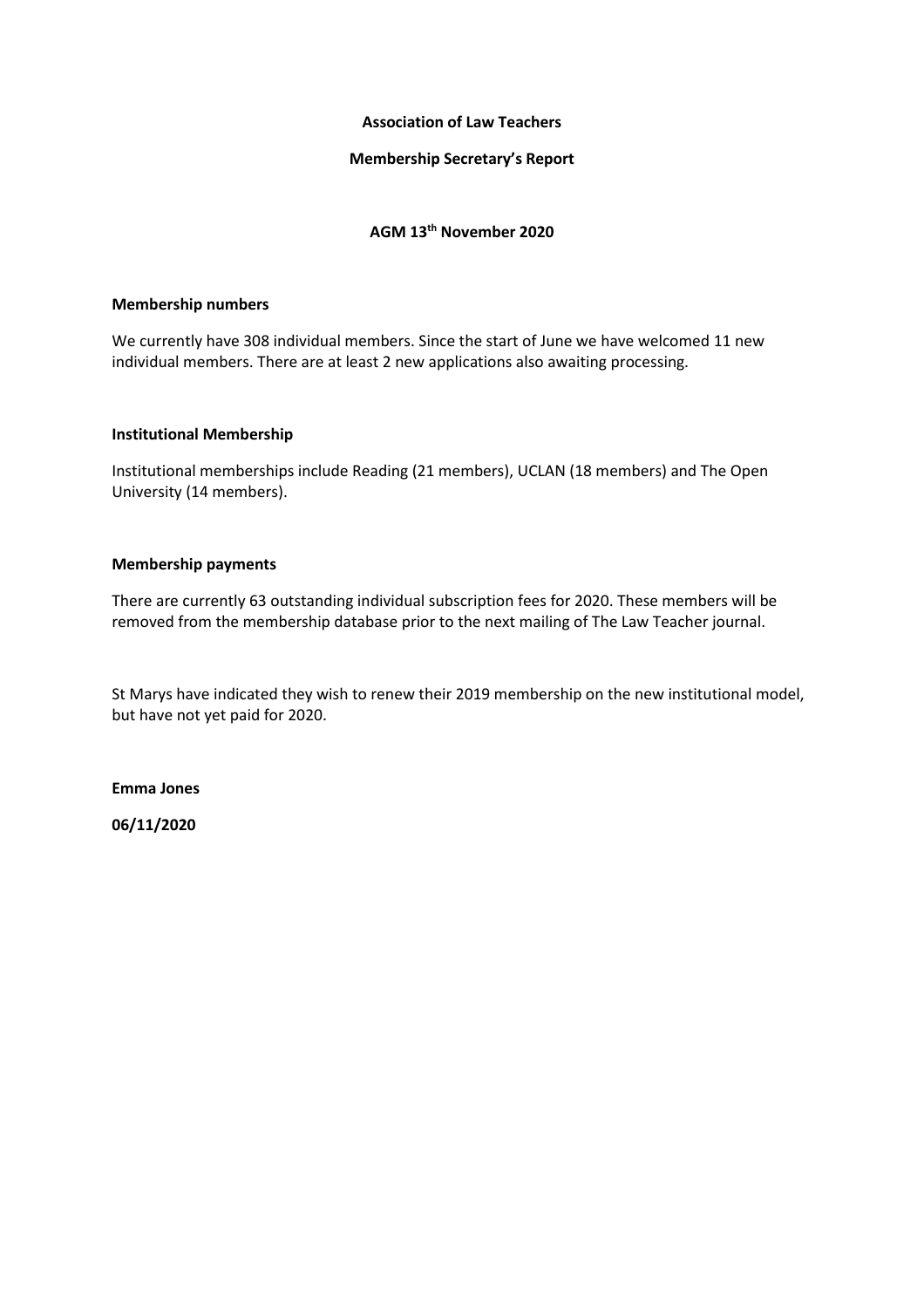**Association of Law Teachers**

**Membership Secretary's Report**

**AGM 13th November 2020**

**Membership numbers**

We currently have 308 individual members. Since the start of June we have welcomed 11 new individual members. There are at least 2 new applications also awaiting processing.

**Institutional Membership**

Institutional memberships include Reading (21 members), UCLAN (18 members) and The Open University (14 members).

**Membership payments**

There are currently 63 outstanding individual subscription fees for 2020. These members will be removed from the membership database prior to the next mailing of The Law Teacher journal.

St Marys have indicated they wish to renew their 2019 membership on the new institutional model, but have not yet paid for 2020.

**Emma Jones**

**06/11/2020**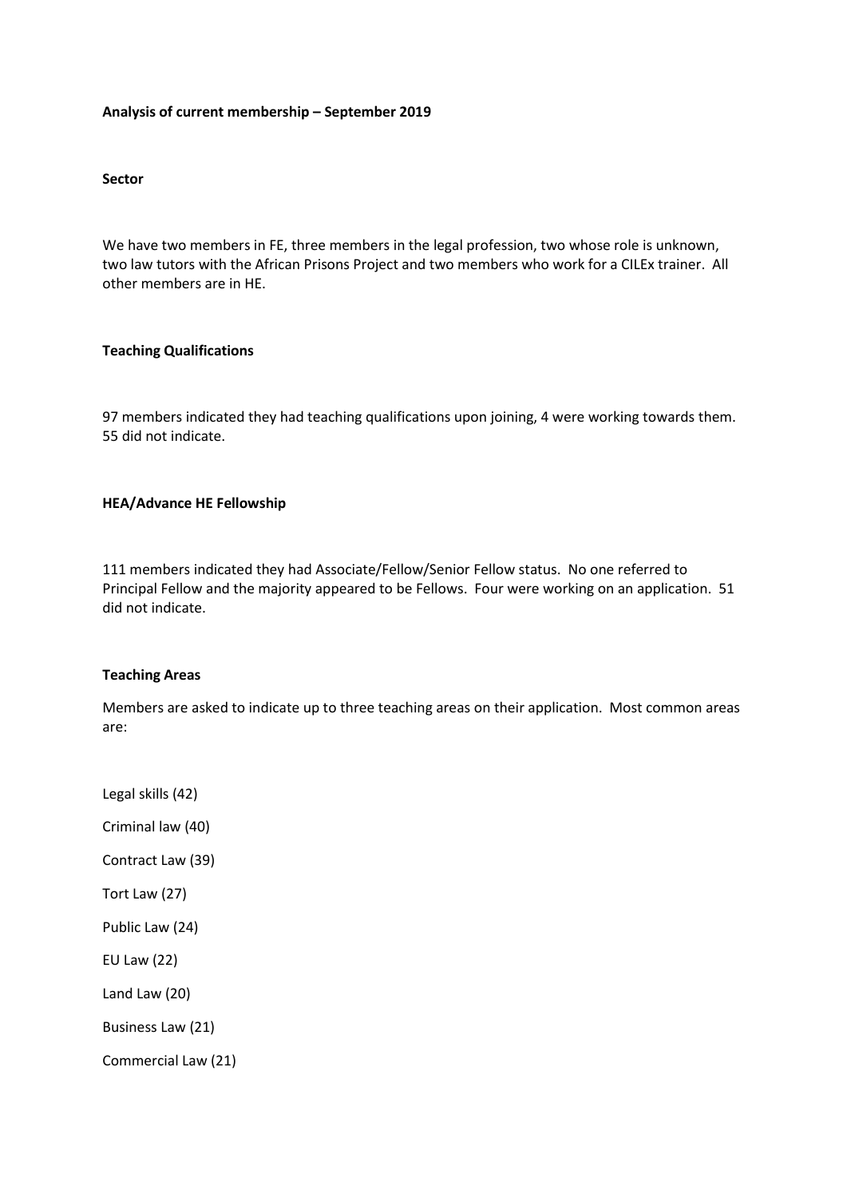**Analysis of current membership – September 2019**

**Sector**

We have two members in FE, three members in the legal profession, two whose role is unknown, two law tutors with the African Prisons Project and two members who work for a CILEx trainer. All other members are in HE.

**Teaching Qualifications**

97 members indicated they had teaching qualifications upon joining, 4 were working towards them. 55 did not indicate.

**HEA/Advance HE Fellowship**

111 members indicated they had Associate/Fellow/Senior Fellow status. No one referred to Principal Fellow and the majority appeared to be Fellows. Four were working on an application. 51 did not indicate.

**Teaching Areas**

Members are asked to indicate up to three teaching areas on their application. Most common areas are:

Legal skills (42)

Criminal law (40)

Contract Law (39)

Tort Law (27)

Public Law (24)

EU Law (22)

Land Law (20)

Business Law (21)

Commercial Law (21)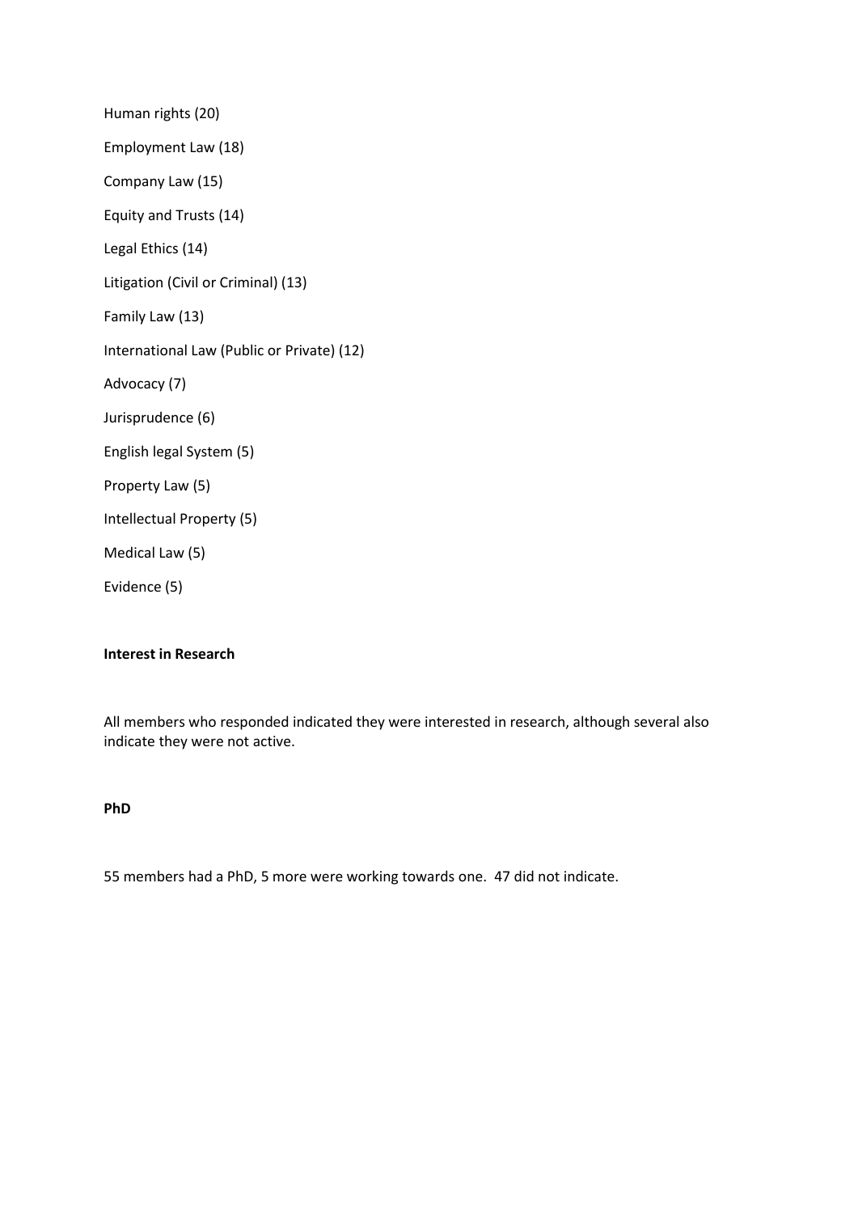Human rights (20)

Employment Law (18)

Company Law (15)

Equity and Trusts (14)

Legal Ethics (14)

Litigation (Civil or Criminal) (13)

Family Law (13)

International Law (Public or Private) (12)

Advocacy (7)

Jurisprudence (6)

English legal System (5)

Property Law (5)

Intellectual Property (5)

Medical Law (5)

Evidence (5)

**Interest in Research**

All members who responded indicated they were interested in research, although several also indicate they were not active.

**PhD**

55 members had a PhD, 5 more were working towards one. 47 did not indicate.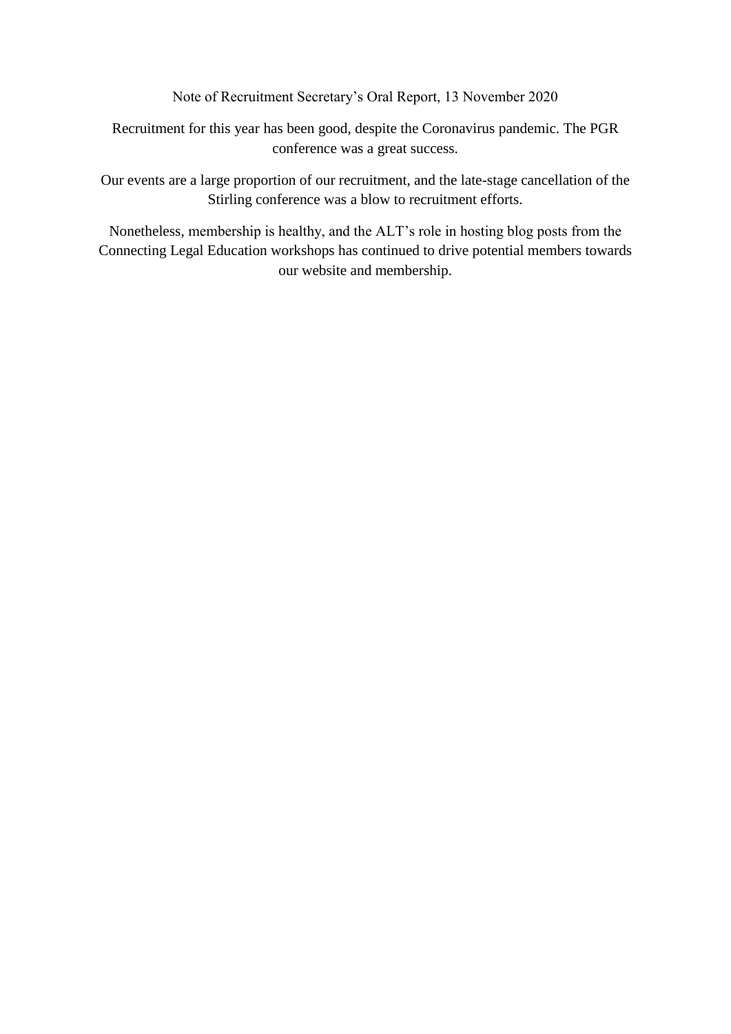Note of Recruitment Secretary's Oral Report, 13 November 2020

Recruitment for this year has been good, despite the Coronavirus pandemic. The PGR conference was a great success.

Our events are a large proportion of our recruitment, and the late-stage cancellation of the Stirling conference was a blow to recruitment efforts.

Nonetheless, membership is healthy, and the ALT's role in hosting blog posts from the Connecting Legal Education workshops has continued to drive potential members towards our website and membership.